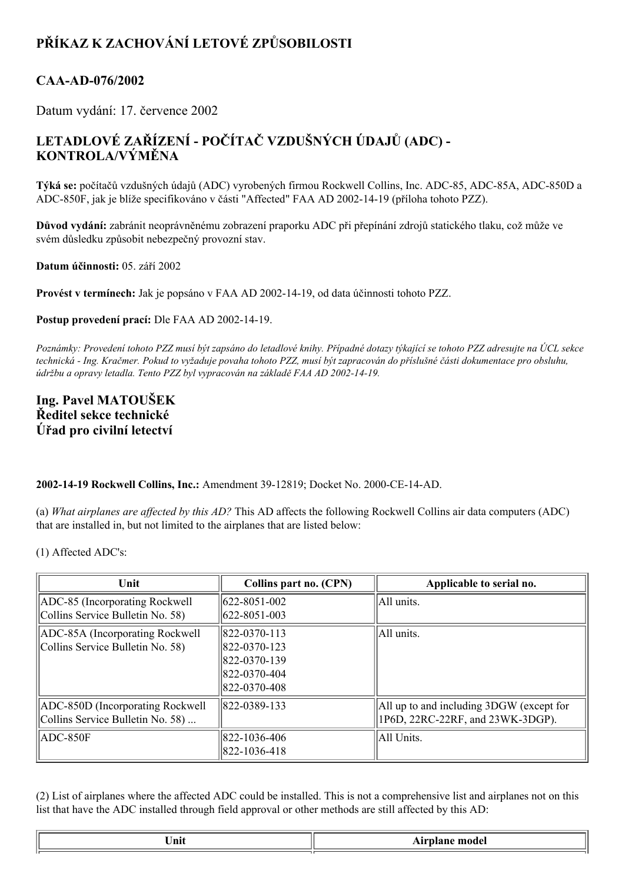## PŘÍKAZ K ZACHOVÁNÍ LETOVÉ ZPŮSOBILOSTI

### CAA-AD-076/2002

Datum vydání: 17. července 2002

### LETADLOVÉ ZAŘÍZENÍ - POČÍTAČ VZDUŠNÝCH ÚDAJŮ (ADC) - KONTROLA/VÝMĚNA

**Týká se:** počítačů vzdušných údajů (ADC) vyrobených firmou Rockwell Collins, Inc. ADC-85, ADC-85A, ADC-850D a ADC-850F, jak je blíže specifikováno v části "Affected" FAA AD 2002-14-19 (příloha tohoto PZZ).

**Důvod vydání:** zabránit neoprávněnému zobrazení praporku ADC při přepínání zdrojů statického tlaku, což může ve svém důsledku způsobit nebezpečný provozní stav.

**Datum účinnosti:** 05. září 2002

**Provést v termínech:** Jak je popsáno v FAA AD 2002-14-19, od data účinnosti tohoto PZZ.

**Postup provedení prací:** Dle FAA AD 2002-14-19.

*Poznámky: Provedení tohoto PZZ musí být zapsáno do letadlové knihy. Případné dotazy týkající se tohoto PZZ adresujte na ÚCL sekce technická - Ing. Kračmer. Pokud to vyžaduje povaha tohoto PZZ, musí být zapracován do příslušné části dokumentace pro obsluhu, údržbu a opravy letadla. Tento PZZ byl vypracován na základě FAA AD 2002-14-19.*

### Ing. Pavel MATOUŠEK
### Ředitel sekce technické
### Úřad pro civilní letectví

**2002-14-19 Rockwell Collins, Inc.:** Amendment 39-12819; Docket No. 2000-CE-14-AD.

(a) *What airplanes are affected by this AD?* This AD affects the following Rockwell Collins air data computers (ADC) that are installed in, but not limited to the airplanes that are listed below:

(1) Affected ADC's:

| Unit | Collins part no. (CPN) | Applicable to serial no. |
|---|---|---|
| ADC-85 (Incorporating Rockwell Collins Service Bulletin No. 58) | 622-8051-002<br>622-8051-003 | All units. |
| ADC-85A (Incorporating Rockwell Collins Service Bulletin No. 58) | 822-0370-113<br>822-0370-123<br>822-0370-139<br>822-0370-404<br>822-0370-408 | All units. |
| ADC-850D (Incorporating Rockwell Collins Service Bulletin No. 58) ... | 822-0389-133 | All up to and including 3DGW (except for 1P6D, 22RC-22RF, and 23WK-3DGP). |
| ADC-850F | 822-1036-406<br>822-1036-418 | All Units. |

(2) List of airplanes where the affected ADC could be installed. This is not a comprehensive list and airplanes not on this list that have the ADC installed through field approval or other methods are still affected by this AD:

| Unit | Airplane model |
|---|---|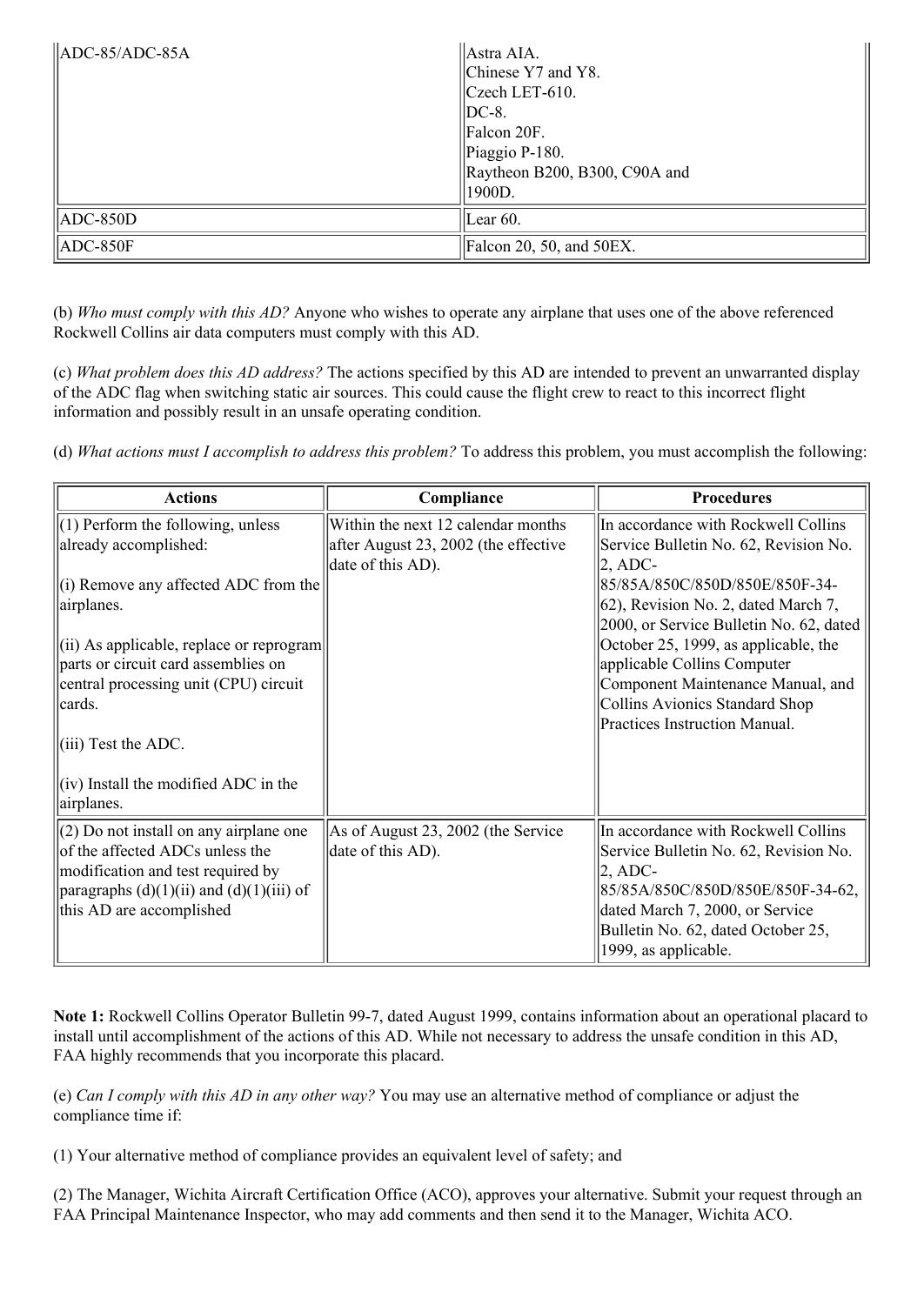| | |
|---|---|
| ADC-85/ADC-85A | Astra AIA.<br>Chinese Y7 and Y8.<br>Czech LET-610.<br>DC-8.<br>Falcon 20F.<br>Piaggio P-180.<br>Raytheon B200, B300, C90A and 1900D. |
| ADC-850D | Lear 60. |
| ADC-850F | Falcon 20, 50, and 50EX. |

(b) *Who must comply with this AD?* Anyone who wishes to operate any airplane that uses one of the above referenced Rockwell Collins air data computers must comply with this AD.

(c) *What problem does this AD address?* The actions specified by this AD are intended to prevent an unwarranted display of the ADC flag when switching static air sources. This could cause the flight crew to react to this incorrect flight information and possibly result in an unsafe operating condition.

(d) *What actions must I accomplish to address this problem?* To address this problem, you must accomplish the following:

| Actions | Compliance | Procedures |
|---|---|---|
| (1) Perform the following, unless already accomplished:<br><br>(i) Remove any affected ADC from the airplanes.<br><br>(ii) As applicable, replace or reprogram parts or circuit card assemblies on central processing unit (CPU) circuit cards.<br><br>(iii) Test the ADC.<br><br>(iv) Install the modified ADC in the airplanes. | Within the next 12 calendar months after August 23, 2002 (the effective date of this AD). | In accordance with Rockwell Collins Service Bulletin No. 62, Revision No. 2, ADC-85/85A/850C/850D/850E/850F-34-62), Revision No. 2, dated March 7, 2000, or Service Bulletin No. 62, dated October 25, 1999, as applicable, the applicable Collins Computer Component Maintenance Manual, and Collins Avionics Standard Shop Practices Instruction Manual. |
| (2) Do not install on any airplane one of the affected ADCs unless the modification and test required by paragraphs (d)(1)(ii) and (d)(1)(iii) of this AD are accomplished | As of August 23, 2002 (the Service date of this AD). | In accordance with Rockwell Collins Service Bulletin No. 62, Revision No. 2, ADC-85/85A/850C/850D/850E/850F-34-62, dated March 7, 2000, or Service Bulletin No. 62, dated October 25, 1999, as applicable. |

**Note 1:** Rockwell Collins Operator Bulletin 99-7, dated August 1999, contains information about an operational placard to install until accomplishment of the actions of this AD. While not necessary to address the unsafe condition in this AD, FAA highly recommends that you incorporate this placard.

(e) *Can I comply with this AD in any other way?* You may use an alternative method of compliance or adjust the compliance time if:

(1) Your alternative method of compliance provides an equivalent level of safety; and

(2) The Manager, Wichita Aircraft Certification Office (ACO), approves your alternative. Submit your request through an FAA Principal Maintenance Inspector, who may add comments and then send it to the Manager, Wichita ACO.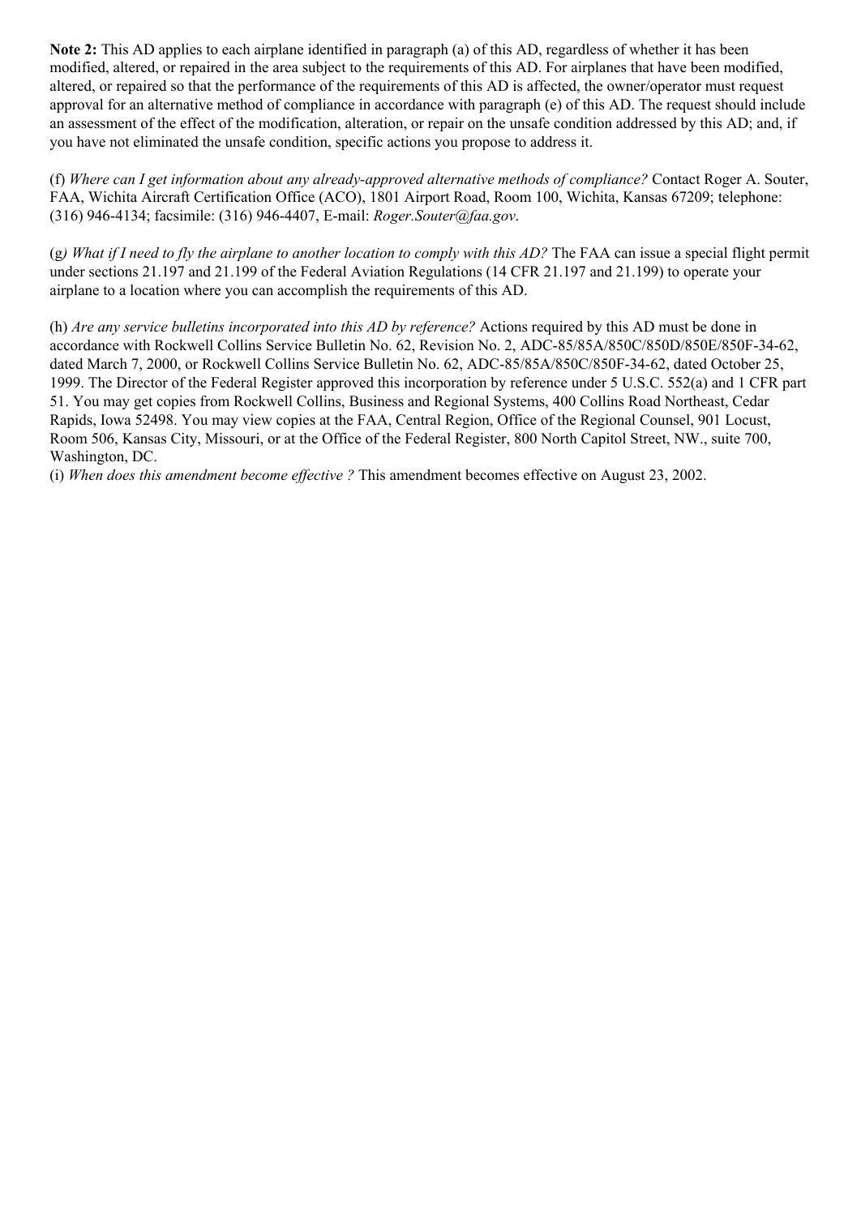**Note 2:** This AD applies to each airplane identified in paragraph (a) of this AD, regardless of whether it has been modified, altered, or repaired in the area subject to the requirements of this AD. For airplanes that have been modified, altered, or repaired so that the performance of the requirements of this AD is affected, the owner/operator must request approval for an alternative method of compliance in accordance with paragraph (e) of this AD. The request should include an assessment of the effect of the modification, alteration, or repair on the unsafe condition addressed by this AD; and, if you have not eliminated the unsafe condition, specific actions you propose to address it.

(f) *Where can I get information about any already-approved alternative methods of compliance?* Contact Roger A. Souter, FAA, Wichita Aircraft Certification Office (ACO), 1801 Airport Road, Room 100, Wichita, Kansas 67209; telephone: (316) 946-4134; facsimile: (316) 946-4407, E-mail: *Roger.Souter@faa.gov*.

(g) *What if I need to fly the airplane to another location to comply with this AD?* The FAA can issue a special flight permit under sections 21.197 and 21.199 of the Federal Aviation Regulations (14 CFR 21.197 and 21.199) to operate your airplane to a location where you can accomplish the requirements of this AD.

(h) *Are any service bulletins incorporated into this AD by reference?* Actions required by this AD must be done in accordance with Rockwell Collins Service Bulletin No. 62, Revision No. 2, ADC-85/85A/850C/850D/850E/850F-34-62, dated March 7, 2000, or Rockwell Collins Service Bulletin No. 62, ADC-85/85A/850C/850F-34-62, dated October 25, 1999. The Director of the Federal Register approved this incorporation by reference under 5 U.S.C. 552(a) and 1 CFR part 51. You may get copies from Rockwell Collins, Business and Regional Systems, 400 Collins Road Northeast, Cedar Rapids, Iowa 52498. You may view copies at the FAA, Central Region, Office of the Regional Counsel, 901 Locust, Room 506, Kansas City, Missouri, or at the Office of the Federal Register, 800 North Capitol Street, NW., suite 700, Washington, DC.

(i) *When does this amendment become effective ?* This amendment becomes effective on August 23, 2002.